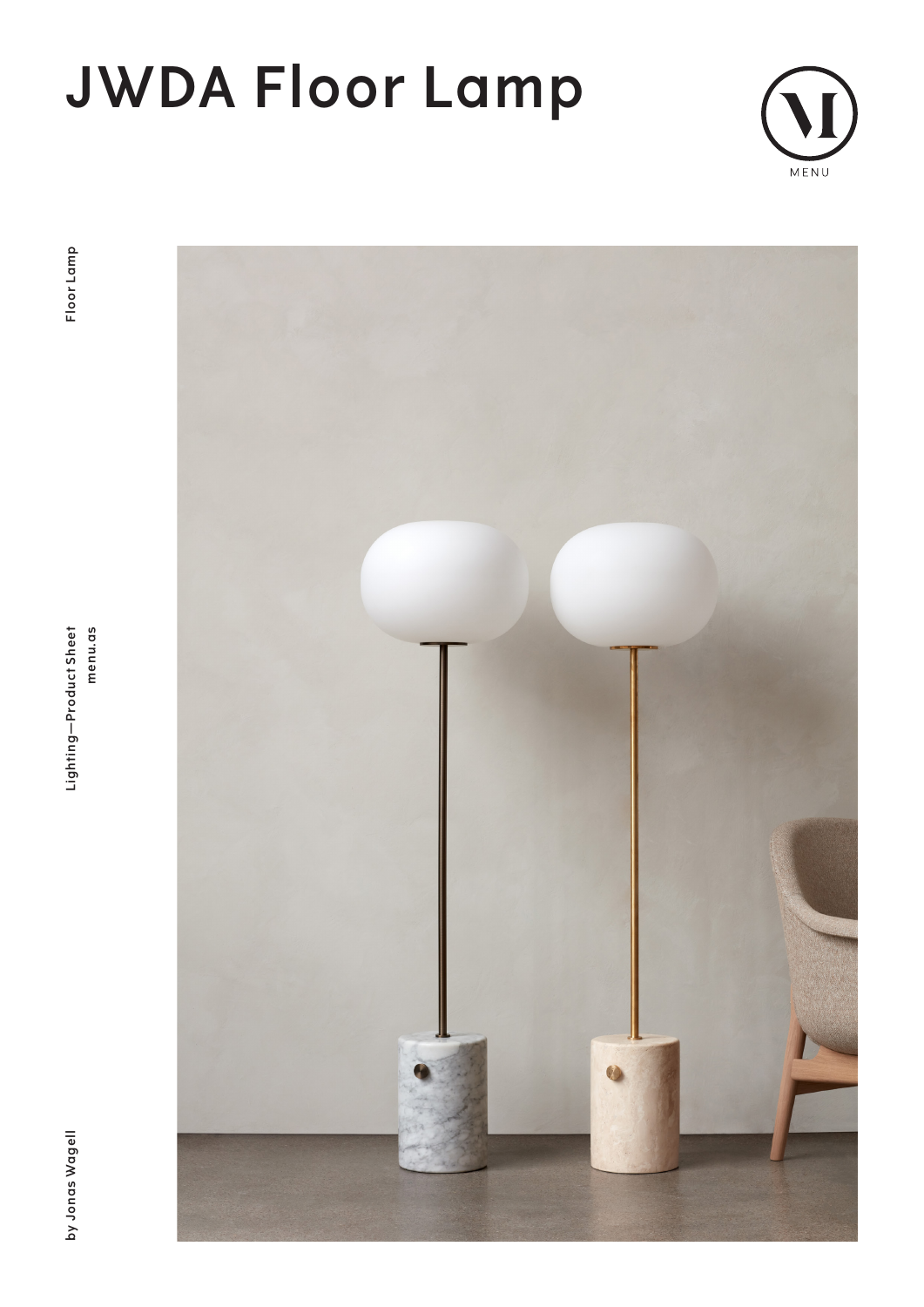# JWDA Floor Lamp

MENU

Floor Lamp

Lighting—Product Sheet
menu.as

by Jonas Wagell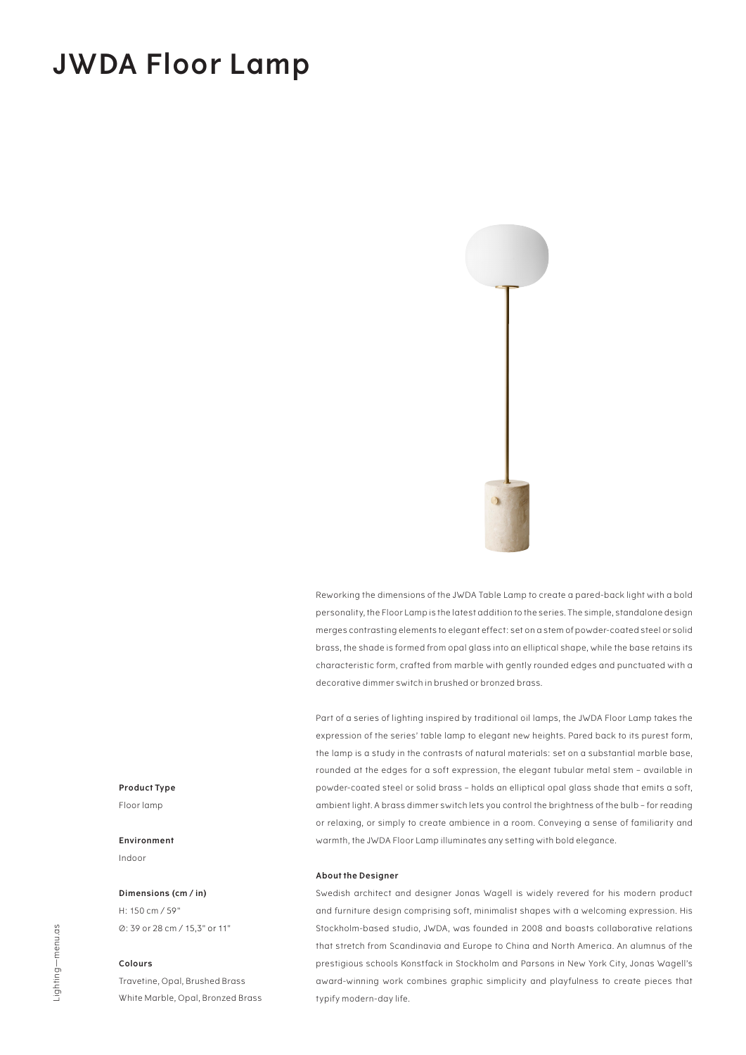# JWDA Floor Lamp

Reworking the dimensions of the JWDA Table Lamp to create a pared-back light with a bold personality, the Floor Lamp is the latest addition to the series. The simple, standalone design merges contrasting elements to elegant effect: set on a stem of powder-coated steel or solid brass, the shade is formed from opal glass into an elliptical shape, while the base retains its characteristic form, crafted from marble with gently rounded edges and punctuated with a decorative dimmer switch in brushed or bronzed brass.

Part of a series of lighting inspired by traditional oil lamps, the JWDA Floor Lamp takes the expression of the series' table lamp to elegant new heights. Pared back to its purest form, the lamp is a study in the contrasts of natural materials: set on a substantial marble base, rounded at the edges for a soft expression, the elegant tubular metal stem – available in powder-coated steel or solid brass – holds an elliptical opal glass shade that emits a soft, ambient light. A brass dimmer switch lets you control the brightness of the bulb – for reading or relaxing, or simply to create ambience in a room. Conveying a sense of familiarity and warmth, the JWDA Floor Lamp illuminates any setting with bold elegance.

**About the Designer**

Swedish architect and designer Jonas Wagell is widely revered for his modern product and furniture design comprising soft, minimalist shapes with a welcoming expression. His Stockholm-based studio, JWDA, was founded in 2008 and boasts collaborative relations that stretch from Scandinavia and Europe to China and North America. An alumnus of the prestigious schools Konstfack in Stockholm and Parsons in New York City, Jonas Wagell's award-winning work combines graphic simplicity and playfulness to create pieces that typify modern-day life.

**Product Type**

Floor lamp

**Environment**

Indoor

**Dimensions (cm / in)**

H: 150 cm / 59"

Ø: 39 or 28 cm / 15,3" or 11"

**Colours**

Travetine, Opal, Brushed Brass

White Marble, Opal, Bronzed Brass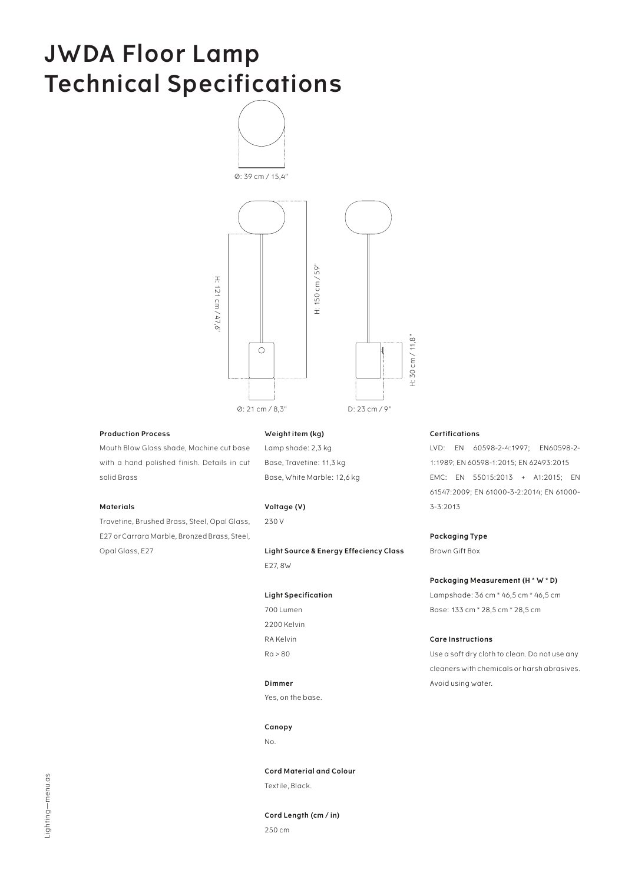# JWDA Floor Lamp Technical Specifications

Ø: 39 cm / 15,4"

H: 121 cm / 47,6"

H: 150 cm / 59"

H: 30 cm / 11,8"

Ø: 21 cm / 8,3"

D: 23 cm / 9"

**Production Process**

Mouth Blow Glass shade, Machine cut base with a hand polished finish. Details in cut solid Brass

**Materials**

Travetine, Brushed Brass, Steel, Opal Glass, E27 or Carrara Marble, Bronzed Brass, Steel, Opal Glass, E27

**Weight item (kg)**

Lamp shade: 2,3 kg
Base, Travetine: 11,3 kg
Base, White Marble: 12,6 kg

**Voltage (V)**

230 V

**Light Source & Energy Effeciency Class**

E27, 8W

**Light Specification**

700 Lumen
2200 Kelvin
RA Kelvin
Ra > 80

**Dimmer**

Yes, on the base.

**Canopy**

No.

**Cord Material and Colour**

Textile, Black.

**Cord Length (cm / in)**

250 cm

**Certifications**

LVD: EN 60598-2-4:1997; EN60598-2-1:1989; EN 60598-1:2015; EN 62493:2015
EMC: EN 55015:2013 + A1:2015; EN 61547:2009; EN 61000-3-2:2014; EN 61000-3-3:2013

**Packaging Type**

Brown Gift Box

**Packaging Measurement (H * W * D)**

Lampshade: 36 cm * 46,5 cm * 46,5 cm
Base: 133 cm * 28,5 cm * 28,5 cm

**Care Instructions**

Use a soft dry cloth to clean. Do not use any cleaners with chemicals or harsh abrasives. Avoid using water.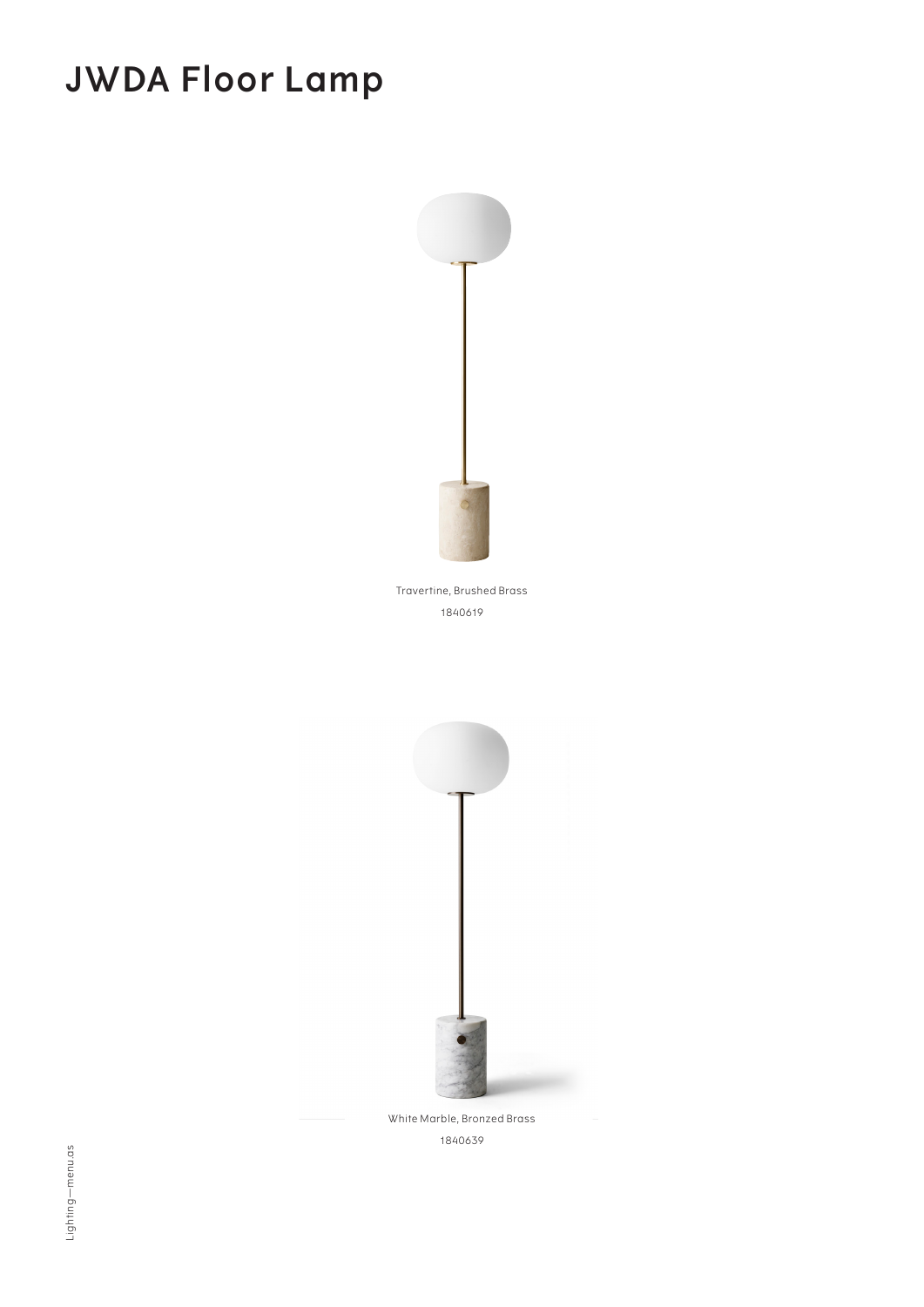# JWDA Floor Lamp

Travertine, Brushed Brass

1840619

White Marble, Bronzed Brass

1840639